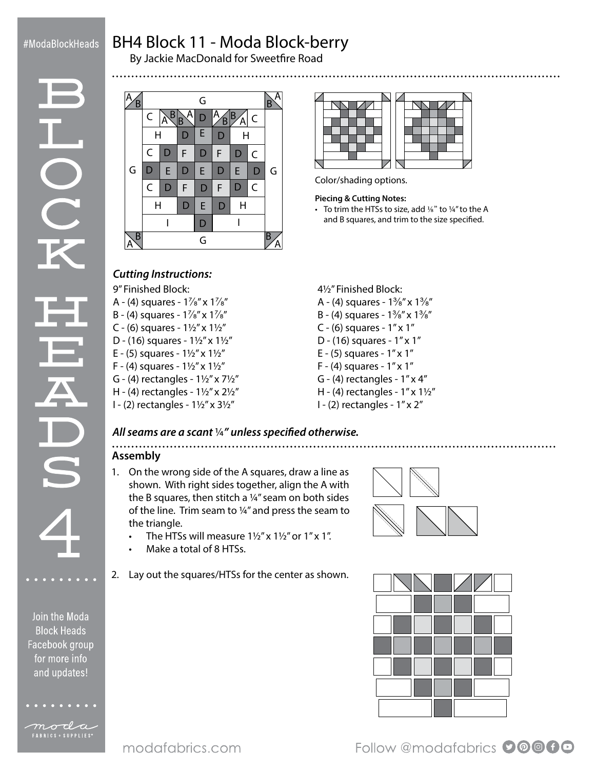# BH4 Block 11 - Moda Block-berry

By Jackie MacDonald for Sweetfire Road

Color/shading options.

**Piecing & Cutting Notes:**

- To trim the HTSs to size, add ⅛" to ¼" to the A and B squares, and trim to the size specified.

## *Cutting Instructions:*

9" Finished Block:

A - (4) squares - 1⅞" x 1⅞"
B - (4) squares - 1⅞" x 1⅞"
C - (6) squares - 1½" x 1½"
D - (16) squares - 1½" x 1½"
E - (5) squares - 1½" x 1½"
F - (4) squares - 1½" x 1½"
G - (4) rectangles - 1½" x 7½"
H - (4) rectangles - 1½" x 2½"
I - (2) rectangles - 1½" x 3½"

4½" Finished Block:

A - (4) squares - 1⅜" x 1⅜"
B - (4) squares - 1⅜" x 1⅜"
C - (6) squares - 1" x 1"
D - (16) squares - 1" x 1"
E - (5) squares - 1" x 1"
F - (4) squares - 1" x 1"
G - (4) rectangles - 1" x 4"
H - (4) rectangles - 1" x 1½"
I - (2) rectangles - 1" x 2"

***All seams are a scant ¼" unless specified otherwise.***

## Assembly

1. On the wrong side of the A squares, draw a line as shown. With right sides together, align the A with the B squares, then stitch a ¼" seam on both sides of the line. Trim seam to ¼" and press the seam to the triangle.
   - The HTSs will measure 1½" x 1½" or 1" x 1".
   - Make a total of 8 HTSs.
2. Lay out the squares/HTSs for the center as shown.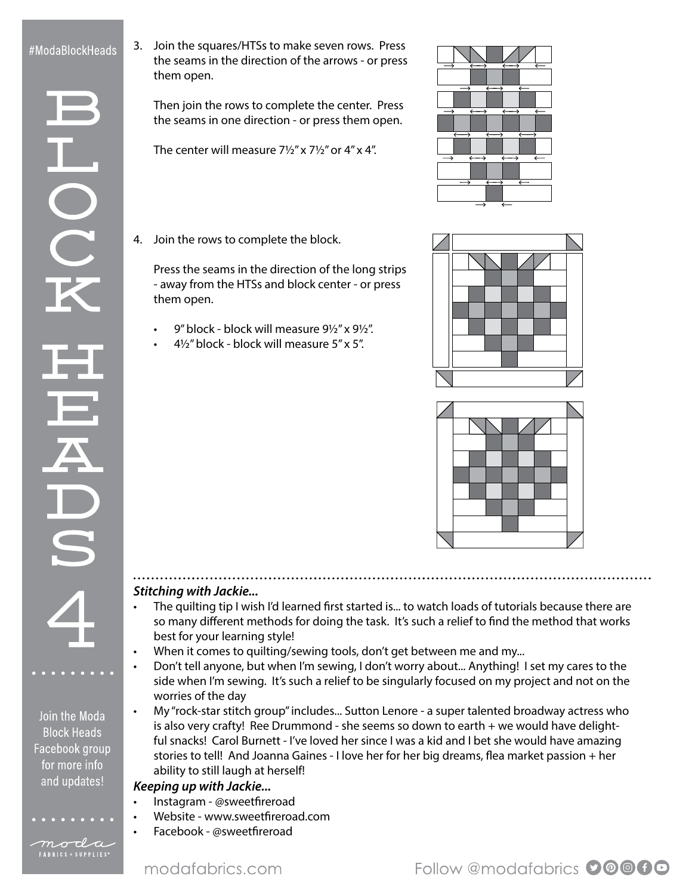3. Join the squares/HTSs to make seven rows. Press the seams in the direction of the arrows - or press them open.

   Then join the rows to complete the center. Press the seams in one direction - or press them open.

   The center will measure 7½" x 7½" or 4" x 4".

4. Join the rows to complete the block.

   Press the seams in the direction of the long strips - away from the HTSs and block center - or press them open.

   - 9" block - block will measure 9½" x 9½".
   - 4½" block - block will measure 5" x 5".

***Stitching with Jackie...***

- The quilting tip I wish I'd learned first started is... to watch loads of tutorials because there are so many different methods for doing the task. It's such a relief to find the method that works best for your learning style!
- When it comes to quilting/sewing tools, don't get between me and my...
- Don't tell anyone, but when I'm sewing, I don't worry about... Anything! I set my cares to the side when I'm sewing. It's such a relief to be singularly focused on my project and not on the worries of the day
- My "rock-star stitch group" includes... Sutton Lenore - a super talented broadway actress who is also very crafty! Ree Drummond - she seems so down to earth + we would have delightful snacks! Carol Burnett - I've loved her since I was a kid and I bet she would have amazing stories to tell! And Joanna Gaines - I love her for her big dreams, flea market passion + her ability to still laugh at herself!

***Keeping up with Jackie...***

- Instagram - @sweetfireroad
- Website - www.sweetfireroad.com
- Facebook - @sweetfireroad

Join the Moda Block Heads Facebook group for more info and updates!